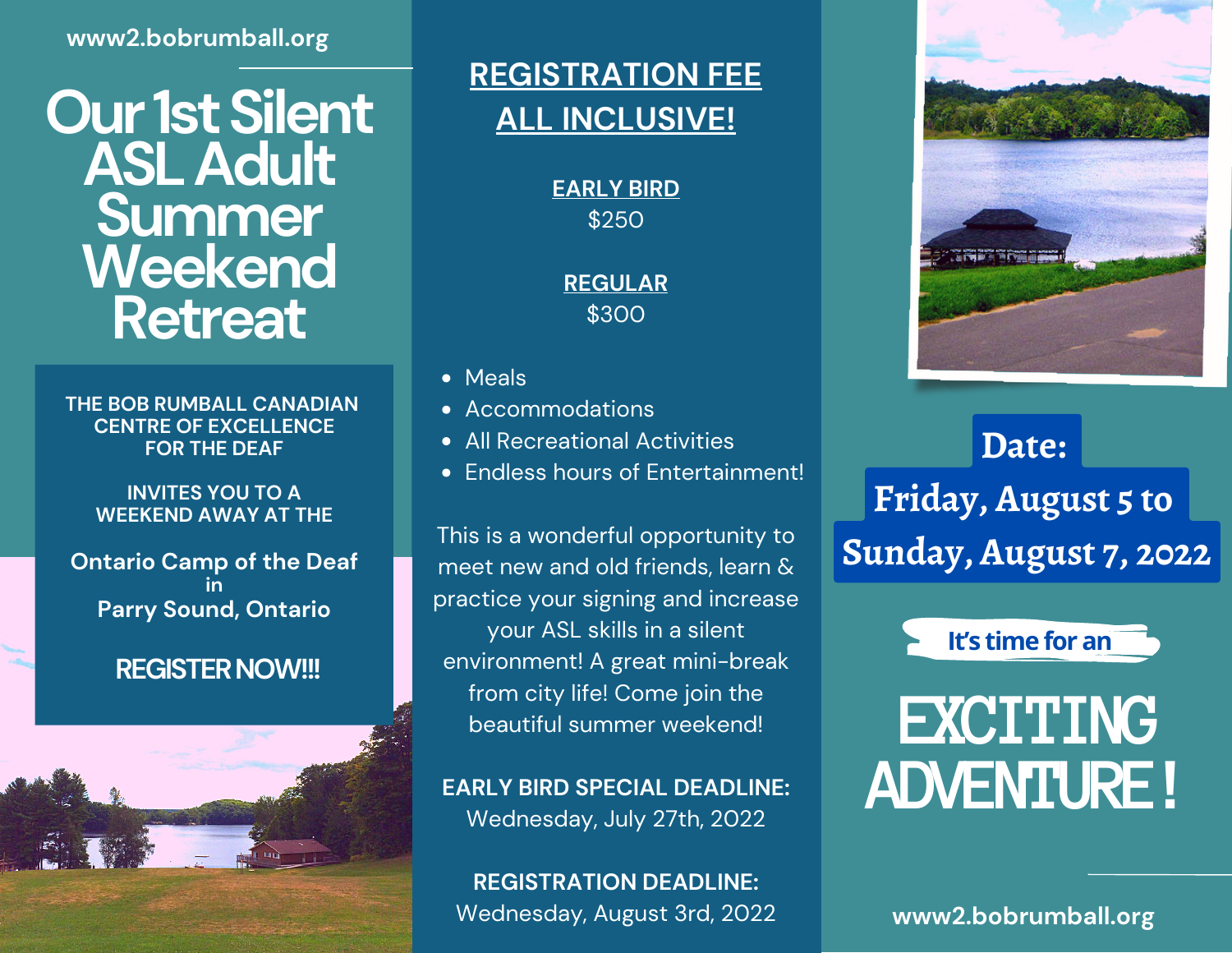www2.bobrumball.org

# Our 1st Silent ASL Adult Summer Weekend Retreat

THE BOB RUMBALL CANADIAN CENTRE OF EXCELLENCE FOR THE DEAF

INVITES YOU TO A WEEKEND AWAY AT THE

**Ontario Camp of the Deaf**
in
**Parry Sound, Ontario**

**REGISTER NOW!!!**

## REGISTRATION FEE ALL INCLUSIVE!

**EARLY BIRD**
$250

**REGULAR**
$300

- Meals
- Accommodations
- All Recreational Activities
- Endless hours of Entertainment!

This is a wonderful opportunity to meet new and old friends, learn & practice your signing and increase your ASL skills in a silent environment! A great mini-break from city life! Come join the beautiful summer weekend!

**EARLY BIRD SPECIAL DEADLINE:**
Wednesday, July 27th, 2022

**REGISTRATION DEADLINE:**
Wednesday, August 3rd, 2022

**Date:**
**Friday, August 5 to Sunday, August 7, 2022**

It's time for an

# EXCITING ADVENTURE!

www2.bobrumball.org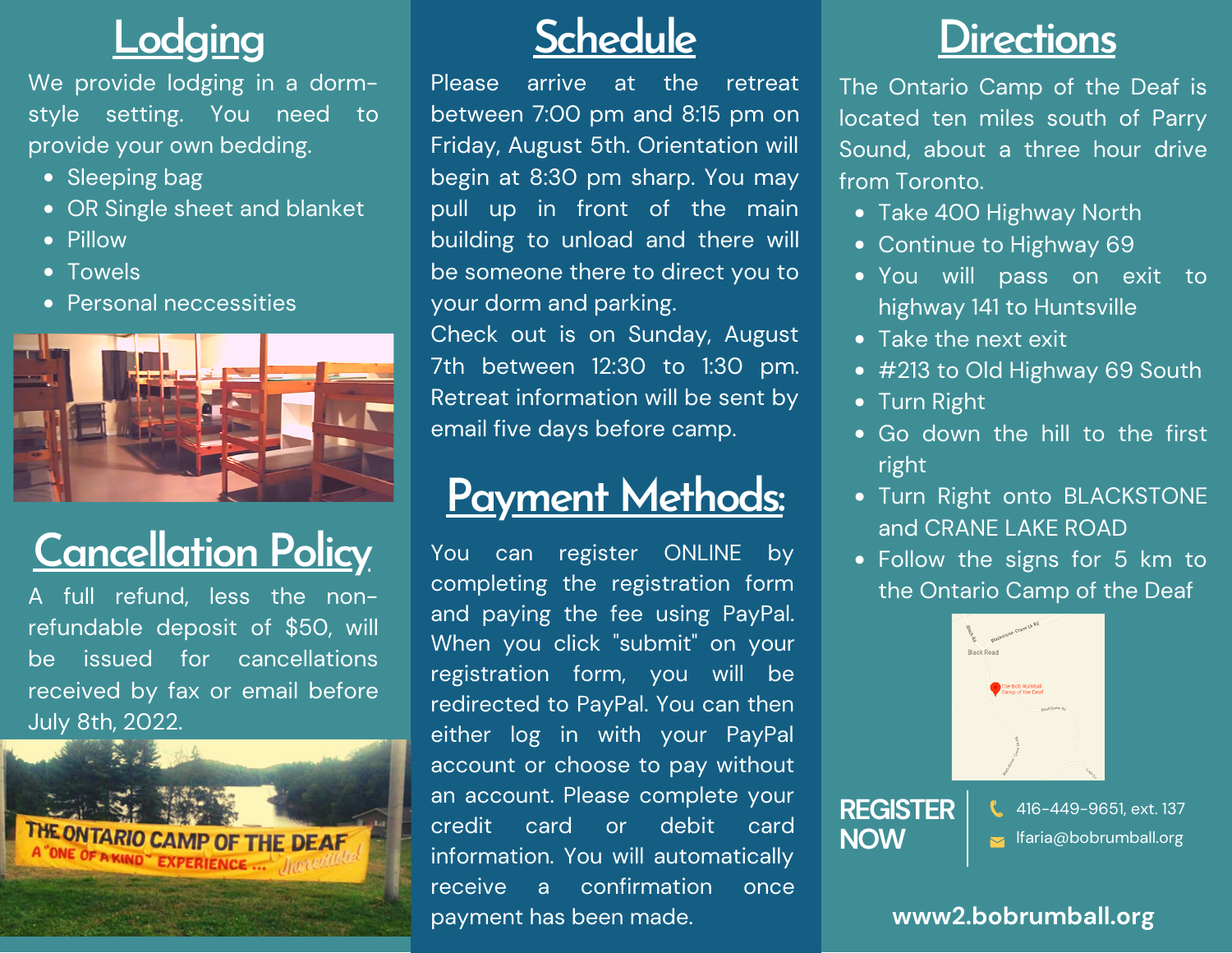## Lodging

We provide lodging in a dorm-style setting. You need to provide your own bedding.

- Sleeping bag
- OR Single sheet and blanket
- Pillow
- Towels
- Personal neccessities

## Cancellation Policy

A full refund, less the non-refundable deposit of $50, will be issued for cancellations received by fax or email before July 8th, 2022.

## Schedule

Please arrive at the retreat between 7:00 pm and 8:15 pm on Friday, August 5th. Orientation will begin at 8:30 pm sharp. You may pull up in front of the main building to unload and there will be someone there to direct you to your dorm and parking.

Check out is on Sunday, August 7th between 12:30 to 1:30 pm. Retreat information will be sent by email five days before camp.

## Payment Methods:

You can register ONLINE by completing the registration form and paying the fee using PayPal. When you click "submit" on your registration form, you will be redirected to PayPal. You can then either log in with your PayPal account or choose to pay without an account. Please complete your credit card or debit card information. You will automatically receive a confirmation once payment has been made.

## Directions

The Ontario Camp of the Deaf is located ten miles south of Parry Sound, about a three hour drive from Toronto.

- Take 400 Highway North
- Continue to Highway 69
- You will pass on exit to highway 141 to Huntsville
- Take the next exit
- #213 to Old Highway 69 South
- Turn Right
- Go down the hill to the first right
- Turn Right onto BLACKSTONE and CRANE LAKE ROAD
- Follow the signs for 5 km to the Ontario Camp of the Deaf

**REGISTER NOW**

416-449-9651, ext. 137

lfaria@bobrumball.org

**www2.bobrumball.org**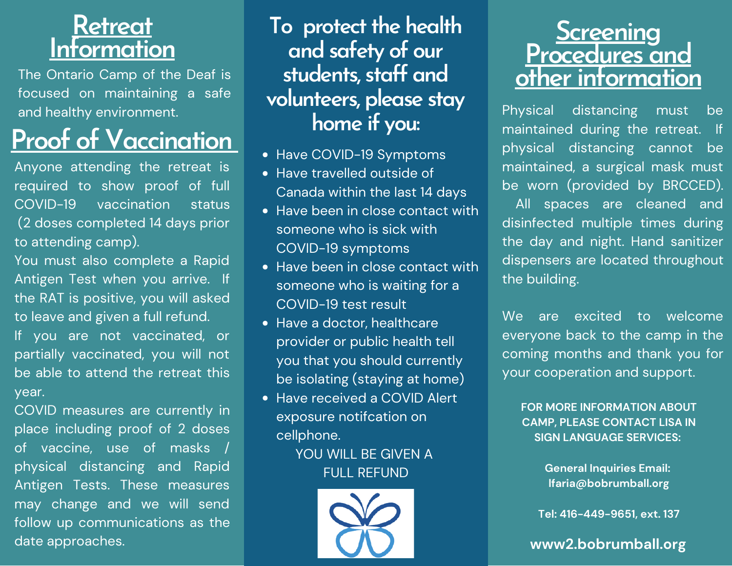# Retreat Information

The Ontario Camp of the Deaf is focused on maintaining a safe and healthy environment.

# Proof of Vaccination

Anyone attending the retreat is required to show proof of full COVID-19 vaccination status (2 doses completed 14 days prior to attending camp).

You must also complete a Rapid Antigen Test when you arrive. If the RAT is positive, you will asked to leave and given a full refund.

If you are not vaccinated, or partially vaccinated, you will not be able to attend the retreat this year.

COVID measures are currently in place including proof of 2 doses of vaccine, use of masks / physical distancing and Rapid Antigen Tests. These measures may change and we will send follow up communications as the date approaches.

## To protect the health and safety of our students, staff and volunteers, please stay home if you:

- Have COVID-19 Symptoms
- Have travelled outside of Canada within the last 14 days
- Have been in close contact with someone who is sick with COVID-19 symptoms
- Have been in close contact with someone who is waiting for a COVID-19 test result
- Have a doctor, healthcare provider or public health tell you that you should currently be isolating (staying at home)
- Have received a COVID Alert exposure notifcation on cellphone.

YOU WILL BE GIVEN A FULL REFUND

# Screening Procedures and other information

Physical distancing must be maintained during the retreat. If physical distancing cannot be maintained, a surgical mask must be worn (provided by BRCCED). All spaces are cleaned and disinfected multiple times during the day and night. Hand sanitizer dispensers are located throughout the building.

We are excited to welcome everyone back to the camp in the coming months and thank you for your cooperation and support.

**FOR MORE INFORMATION ABOUT CAMP, PLEASE CONTACT LISA IN SIGN LANGUAGE SERVICES:**

**General Inquiries Email: lfaria@bobrumball.org**

**Tel: 416-449-9651, ext. 137**

**www2.bobrumball.org**